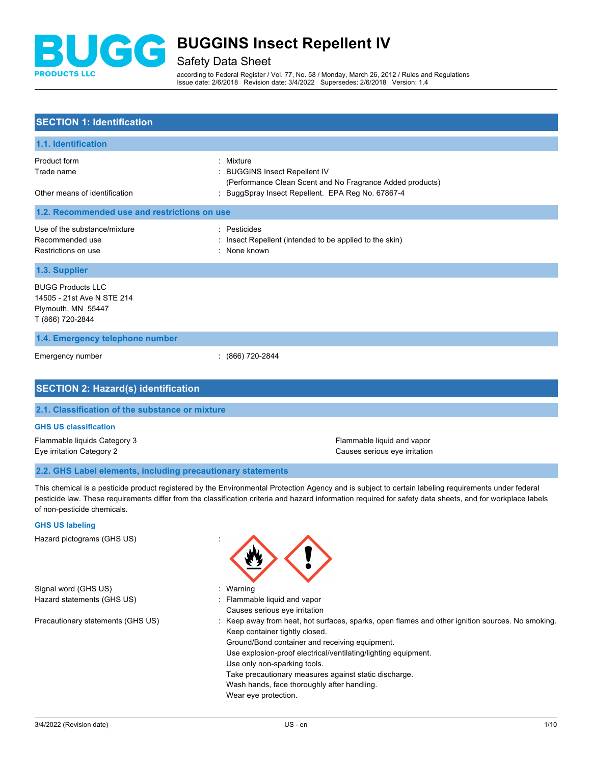# BUGGINS Insect Repellent IV

## Safety Data Sheet

according to Federal Register / Vol. 77, No. 58 / Monday, March 26, 2012 / Rules and Regulations
Issue date: 2/6/2018 Revision date: 3/4/2022 Supersedes: 2/6/2018 Version: 1.4

## SECTION 1: Identification

### 1.1. Identification

| | |
|---|---|
| Product form | : Mixture |
| Trade name | : BUGGINS Insect Repellent IV (Performance Clean Scent and No Fragrance Added products) |
| Other means of identification | : BuggSpray Insect Repellent. EPA Reg No. 67867-4 |

### 1.2. Recommended use and restrictions on use

| | |
|---|---|
| Use of the substance/mixture | : Pesticides |
| Recommended use | : Insect Repellent (intended to be applied to the skin) |
| Restrictions on use | : None known |

### 1.3. Supplier

BUGG Products LLC
14505 - 21st Ave N STE 214
Plymouth, MN 55447
T (866) 720-2844

### 1.4. Emergency telephone number

| | |
|---|---|
| Emergency number | : (866) 720-2844 |

## SECTION 2: Hazard(s) identification

### 2.1. Classification of the substance or mixture

**GHS US classification**

| | |
|---|---|
| Flammable liquids Category 3 | Flammable liquid and vapor |
| Eye irritation Category 2 | Causes serious eye irritation |

### 2.2. GHS Label elements, including precautionary statements

This chemical is a pesticide product registered by the Environmental Protection Agency and is subject to certain labeling requirements under federal pesticide law. These requirements differ from the classification criteria and hazard information required for safety data sheets, and for workplace labels of non-pesticide chemicals.

**GHS US labeling**

Hazard pictograms (GHS US) :

Signal word (GHS US) : Warning

Hazard statements (GHS US) :
- Flammable liquid and vapor
- Causes serious eye irritation

Precautionary statements (GHS US) :
- Keep away from heat, hot surfaces, sparks, open flames and other ignition sources. No smoking.
- Keep container tightly closed.
- Ground/Bond container and receiving equipment.
- Use explosion-proof electrical/ventilating/lighting equipment.
- Use only non-sparking tools.
- Take precautionary measures against static discharge.
- Wash hands, face thoroughly after handling.
- Wear eye protection.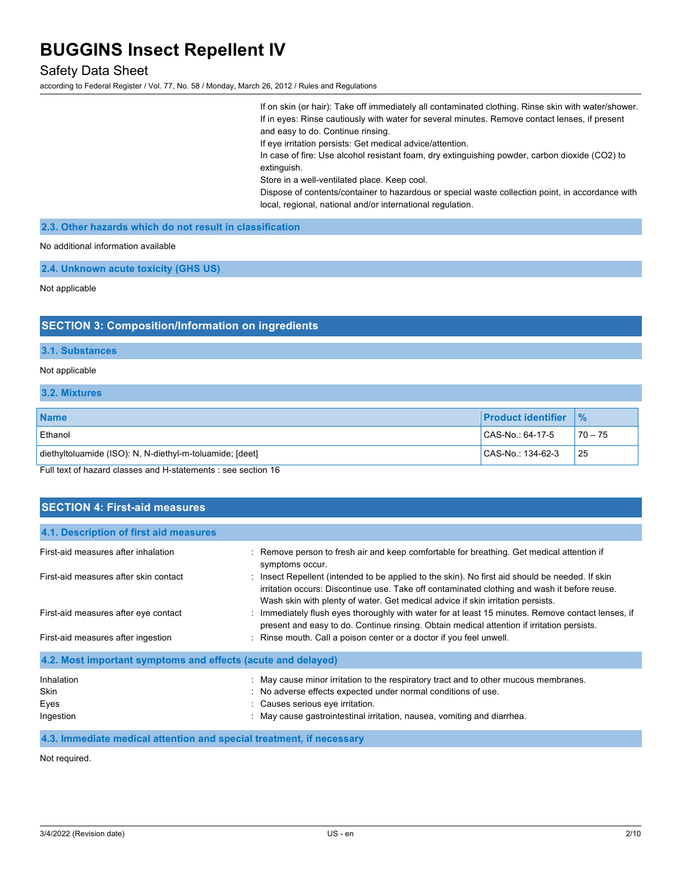If on skin (or hair): Take off immediately all contaminated clothing. Rinse skin with water/shower.
If in eyes: Rinse cautiously with water for several minutes. Remove contact lenses, if present and easy to do. Continue rinsing.
If eye irritation persists: Get medical advice/attention.
In case of fire: Use alcohol resistant foam, dry extinguishing powder, carbon dioxide ($CO_2$) to extinguish.
Store in a well-ventilated place. Keep cool.
Dispose of contents/container to hazardous or special waste collection point, in accordance with local, regional, national and/or international regulation.

### 2.3. Other hazards which do not result in classification

No additional information available

### 2.4. Unknown acute toxicity (GHS US)

Not applicable

## SECTION 3: Composition/Information on ingredients

### 3.1. Substances

Not applicable

### 3.2. Mixtures

| Name | Product identifier | % |
|---|---|---|
| Ethanol | CAS-No.: 64-17-5 | 70 – 75 |
| diethyltoluamide (ISO): N, N-diethyl-m-toluamide; [deet] | CAS-No.: 134-62-3 | 25 |

Full text of hazard classes and H-statements : see section 16

## SECTION 4: First-aid measures

### 4.1. Description of first aid measures

First-aid measures after inhalation : Remove person to fresh air and keep comfortable for breathing. Get medical attention if symptoms occur.

First-aid measures after skin contact : Insect Repellent (intended to be applied to the skin). No first aid should be needed. If skin irritation occurs: Discontinue use. Take off contaminated clothing and wash it before reuse. Wash skin with plenty of water. Get medical advice if skin irritation persists.

First-aid measures after eye contact : Immediately flush eyes thoroughly with water for at least 15 minutes. Remove contact lenses, if present and easy to do. Continue rinsing. Obtain medical attention if irritation persists.

First-aid measures after ingestion : Rinse mouth. Call a poison center or a doctor if you feel unwell.

### 4.2. Most important symptoms and effects (acute and delayed)

Inhalation : May cause minor irritation to the respiratory tract and to other mucous membranes.

Skin : No adverse effects expected under normal conditions of use.

Eyes : Causes serious eye irritation.

Ingestion : May cause gastrointestinal irritation, nausea, vomiting and diarrhea.

### 4.3. Immediate medical attention and special treatment, if necessary

Not required.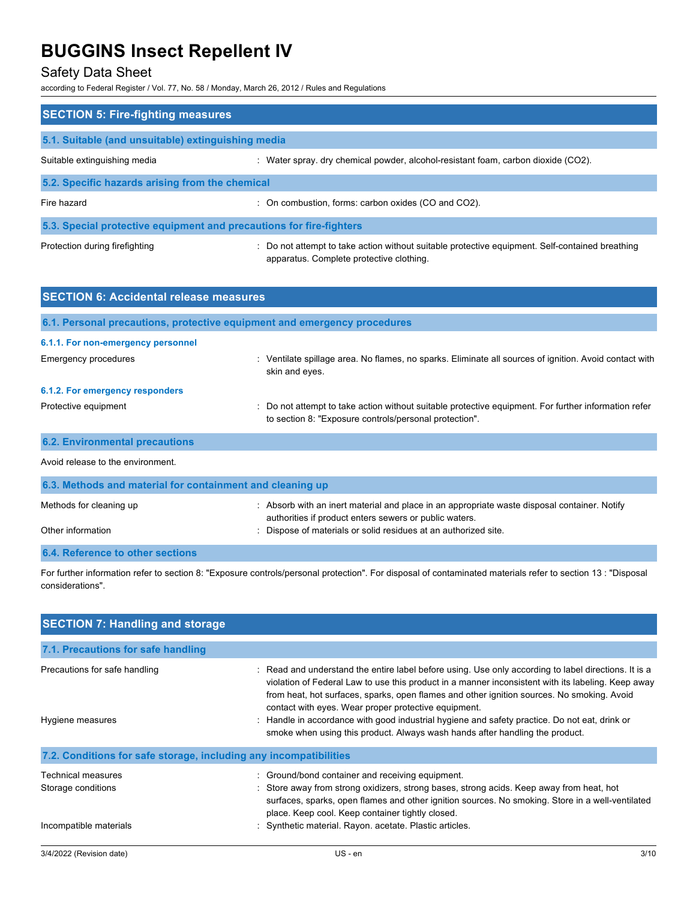## SECTION 5: Fire-fighting measures

### 5.1. Suitable (and unsuitable) extinguishing media

Suitable extinguishing media : Water spray. dry chemical powder, alcohol-resistant foam, carbon dioxide ($CO_2$).

### 5.2. Specific hazards arising from the chemical

Fire hazard : On combustion, forms: carbon oxides (CO and $CO_2$).

### 5.3. Special protective equipment and precautions for fire-fighters

Protection during firefighting : Do not attempt to take action without suitable protective equipment. Self-contained breathing apparatus. Complete protective clothing.

## SECTION 6: Accidental release measures

### 6.1. Personal precautions, protective equipment and emergency procedures

#### 6.1.1. For non-emergency personnel

Emergency procedures : Ventilate spillage area. No flames, no sparks. Eliminate all sources of ignition. Avoid contact with skin and eyes.

#### 6.1.2. For emergency responders

Protective equipment : Do not attempt to take action without suitable protective equipment. For further information refer to section 8: "Exposure controls/personal protection".

### 6.2. Environmental precautions

Avoid release to the environment.

### 6.3. Methods and material for containment and cleaning up

Methods for cleaning up : Absorb with an inert material and place in an appropriate waste disposal container. Notify authorities if product enters sewers or public waters.

Other information : Dispose of materials or solid residues at an authorized site.

### 6.4. Reference to other sections

For further information refer to section 8: "Exposure controls/personal protection". For disposal of contaminated materials refer to section 13 : "Disposal considerations".

## SECTION 7: Handling and storage

### 7.1. Precautions for safe handling

Precautions for safe handling : Read and understand the entire label before using. Use only according to label directions. It is a violation of Federal Law to use this product in a manner inconsistent with its labeling. Keep away from heat, hot surfaces, sparks, open flames and other ignition sources. No smoking. Avoid contact with eyes. Wear proper protective equipment.

Hygiene measures : Handle in accordance with good industrial hygiene and safety practice. Do not eat, drink or smoke when using this product. Always wash hands after handling the product.

### 7.2. Conditions for safe storage, including any incompatibilities

Technical measures : Ground/bond container and receiving equipment.

Storage conditions : Store away from strong oxidizers, strong bases, strong acids. Keep away from heat, hot surfaces, sparks, open flames and other ignition sources. No smoking. Store in a well-ventilated place. Keep cool. Keep container tightly closed.

Incompatible materials : Synthetic material. Rayon. acetate. Plastic articles.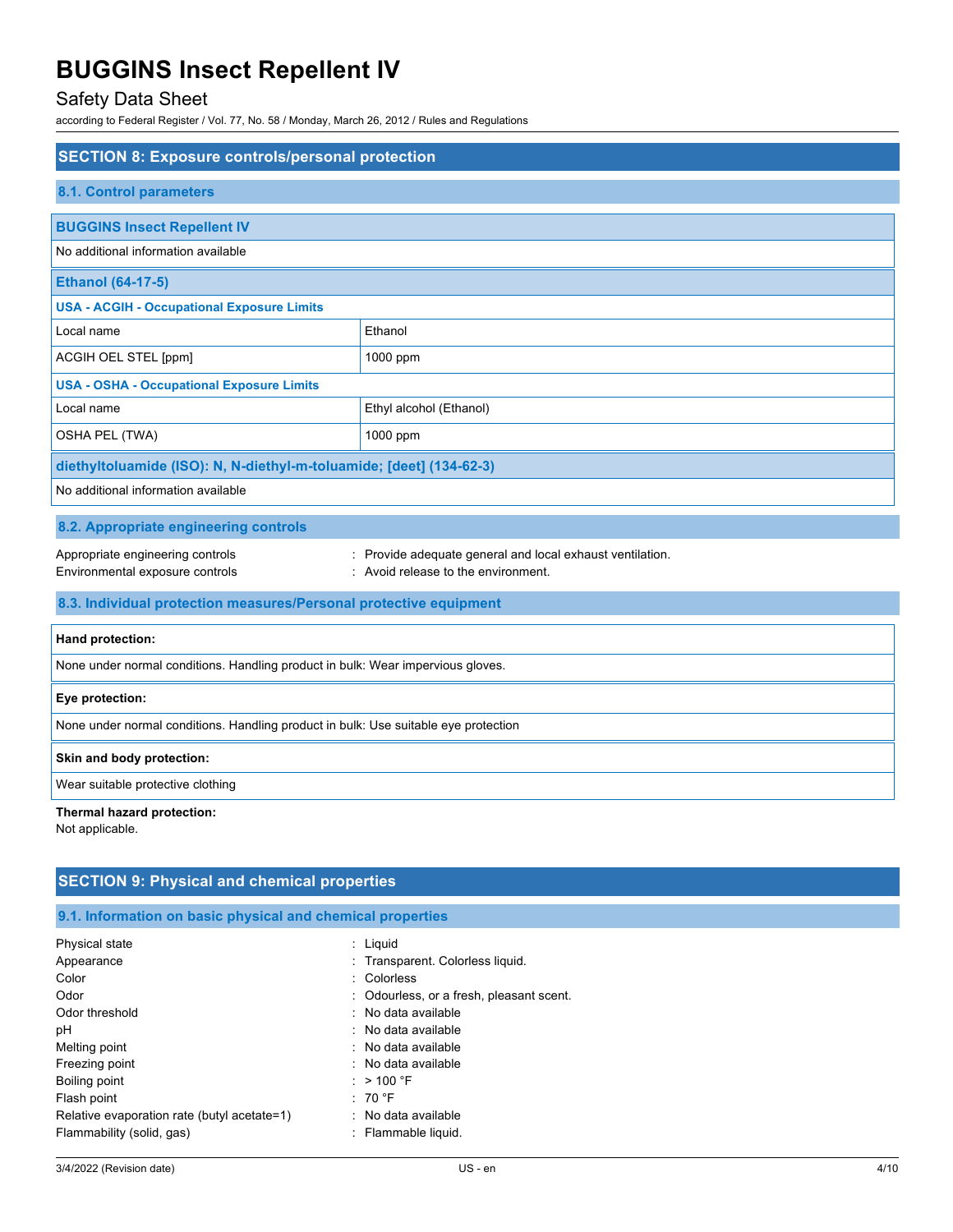## SECTION 8: Exposure controls/personal protection

### 8.1. Control parameters

| BUGGINS Insect Repellent IV | |
|---|---|
| No additional information available | |

| Ethanol (64-17-5) | |
|---|---|
| **USA - ACGIH - Occupational Exposure Limits** | |
| Local name | Ethanol |
| ACGIH OEL STEL [ppm] | 1000 ppm |
| **USA - OSHA - Occupational Exposure Limits** | |
| Local name | Ethyl alcohol (Ethanol) |
| OSHA PEL (TWA) | 1000 ppm |

| diethyltoluamide (ISO): N, N-diethyl-m-toluamide; [deet] (134-62-3) |
|---|
| No additional information available |

### 8.2. Appropriate engineering controls

Appropriate engineering controls : Provide adequate general and local exhaust ventilation.
Environmental exposure controls : Avoid release to the environment.

### 8.3. Individual protection measures/Personal protective equipment

**Hand protection:**

None under normal conditions. Handling product in bulk: Wear impervious gloves.

**Eye protection:**

None under normal conditions. Handling product in bulk: Use suitable eye protection

**Skin and body protection:**

Wear suitable protective clothing

**Thermal hazard protection:**
Not applicable.

## SECTION 9: Physical and chemical properties

### 9.1. Information on basic physical and chemical properties

| | |
|---|---|
| Physical state | : Liquid |
| Appearance | : Transparent. Colorless liquid. |
| Color | : Colorless |
| Odor | : Odourless, or a fresh, pleasant scent. |
| Odor threshold | : No data available |
| pH | : No data available |
| Melting point | : No data available |
| Freezing point | : No data available |
| Boiling point | : > 100 °F |
| Flash point | : 70 °F |
| Relative evaporation rate (butyl acetate=1) | : No data available |
| Flammability (solid, gas) | : Flammable liquid. |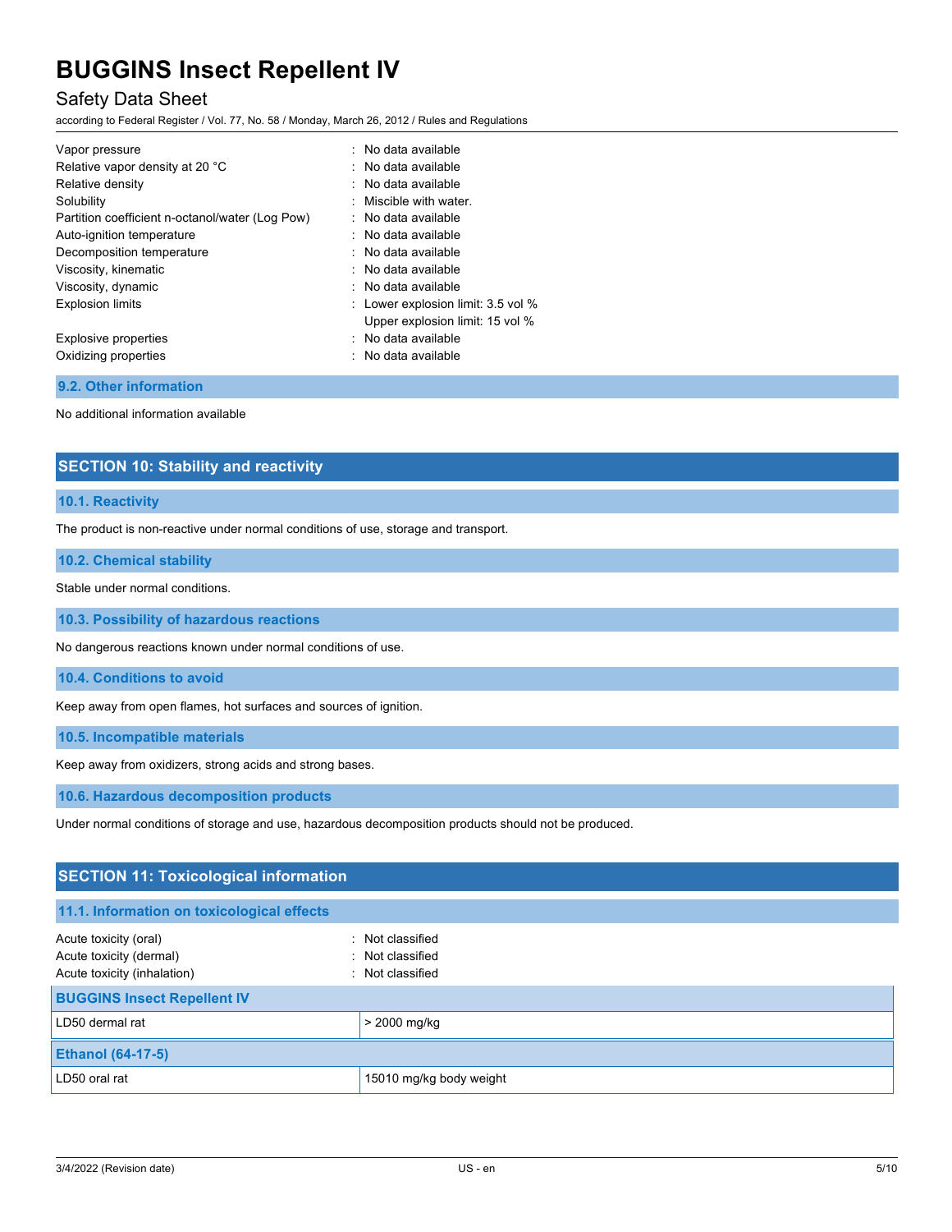| | |
|---|---|
| Vapor pressure | : No data available |
| Relative vapor density at 20 °C | : No data available |
| Relative density | : No data available |
| Solubility | : Miscible with water. |
| Partition coefficient n-octanol/water (Log Pow) | : No data available |
| Auto-ignition temperature | : No data available |
| Decomposition temperature | : No data available |
| Viscosity, kinematic | : No data available |
| Viscosity, dynamic | : No data available |
| Explosion limits | : Lower explosion limit: 3.5 vol %<br>Upper explosion limit: 15 vol % |
| Explosive properties | : No data available |
| Oxidizing properties | : No data available |

### 9.2. Other information

No additional information available

## SECTION 10: Stability and reactivity

### 10.1. Reactivity

The product is non-reactive under normal conditions of use, storage and transport.

### 10.2. Chemical stability

Stable under normal conditions.

### 10.3. Possibility of hazardous reactions

No dangerous reactions known under normal conditions of use.

### 10.4. Conditions to avoid

Keep away from open flames, hot surfaces and sources of ignition.

### 10.5. Incompatible materials

Keep away from oxidizers, strong acids and strong bases.

### 10.6. Hazardous decomposition products

Under normal conditions of storage and use, hazardous decomposition products should not be produced.

## SECTION 11: Toxicological information

### 11.1. Information on toxicological effects

| | |
|---|---|
| Acute toxicity (oral) | : Not classified |
| Acute toxicity (dermal) | : Not classified |
| Acute toxicity (inhalation) | : Not classified |

| **BUGGINS Insect Repellent IV** | |
|---|---|
| LD50 dermal rat | > 2000 mg/kg |

| **Ethanol (64-17-5)** | |
|---|---|
| LD50 oral rat | 15010 mg/kg body weight |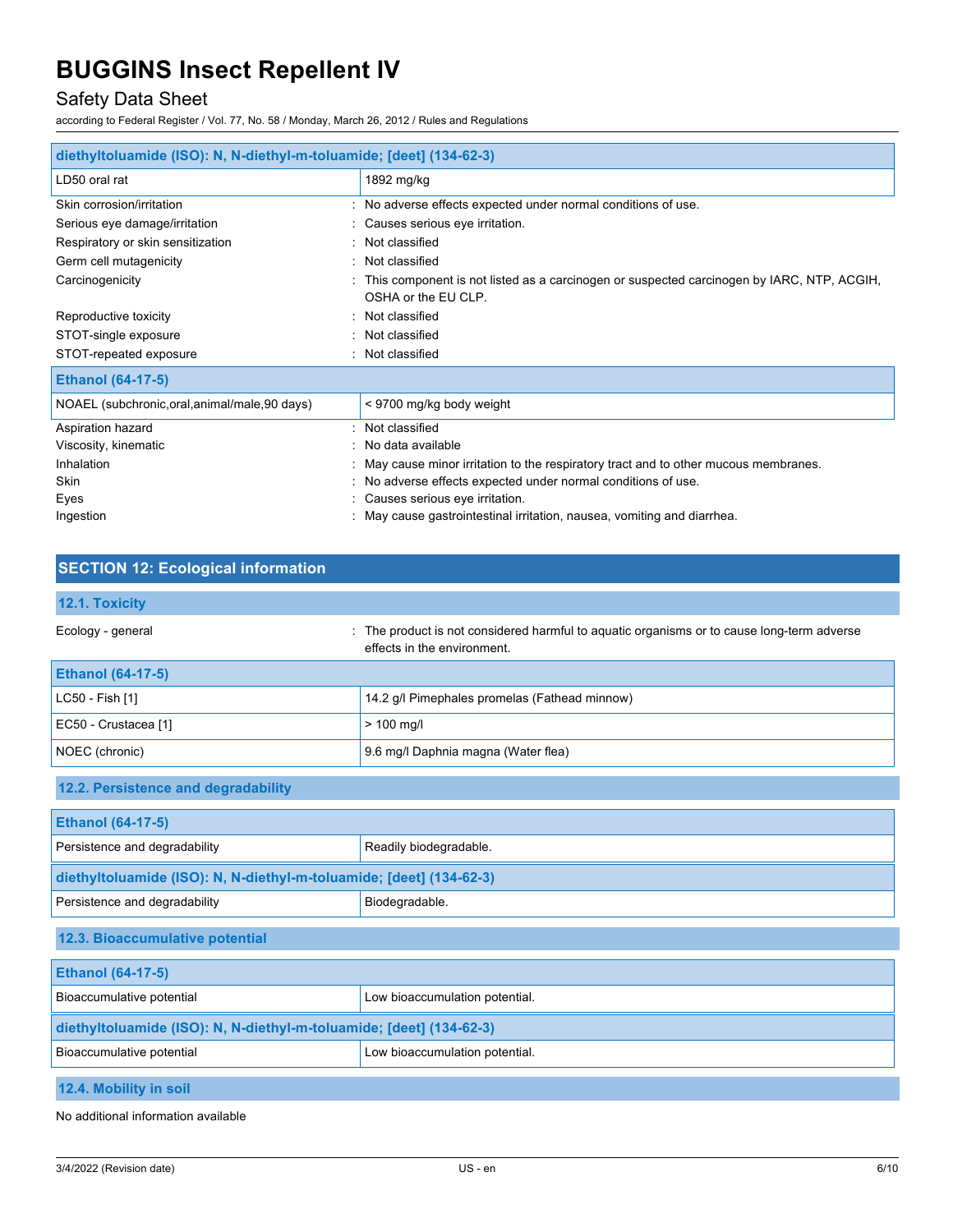| diethyltoluamide (ISO): N, N-diethyl-m-toluamide; [deet] (134-62-3) | |
|---|---|
| LD50 oral rat | 1892 mg/kg |

Skin corrosion/irritation : No adverse effects expected under normal conditions of use.

Serious eye damage/irritation : Causes serious eye irritation.

Respiratory or skin sensitization : Not classified

Germ cell mutagenicity : Not classified

Carcinogenicity : This component is not listed as a carcinogen or suspected carcinogen by IARC, NTP, ACGIH, OSHA or the EU CLP.

Reproductive toxicity : Not classified

STOT-single exposure : Not classified

STOT-repeated exposure : Not classified

| Ethanol (64-17-5) | |
|---|---|
| NOAEL (subchronic,oral,animal/male,90 days) | < 9700 mg/kg body weight |

Aspiration hazard : Not classified

Viscosity, kinematic : No data available

Inhalation : May cause minor irritation to the respiratory tract and to other mucous membranes.

Skin : No adverse effects expected under normal conditions of use.

Eyes : Causes serious eye irritation.

Ingestion : May cause gastrointestinal irritation, nausea, vomiting and diarrhea.

## SECTION 12: Ecological information

### 12.1. Toxicity

Ecology - general : The product is not considered harmful to aquatic organisms or to cause long-term adverse effects in the environment.

| Ethanol (64-17-5) | |
|---|---|
| LC50 - Fish [1] | 14.2 g/l Pimephales promelas (Fathead minnow) |
| EC50 - Crustacea [1] | > 100 mg/l |
| NOEC (chronic) | 9.6 mg/l Daphnia magna (Water flea) |

### 12.2. Persistence and degradability

| Ethanol (64-17-5) | |
|---|---|
| Persistence and degradability | Readily biodegradable. |

| diethyltoluamide (ISO): N, N-diethyl-m-toluamide; [deet] (134-62-3) | |
|---|---|
| Persistence and degradability | Biodegradable. |

### 12.3. Bioaccumulative potential

| Ethanol (64-17-5) | |
|---|---|
| Bioaccumulative potential | Low bioaccumulation potential. |

| diethyltoluamide (ISO): N, N-diethyl-m-toluamide; [deet] (134-62-3) | |
|---|---|
| Bioaccumulative potential | Low bioaccumulation potential. |

### 12.4. Mobility in soil

No additional information available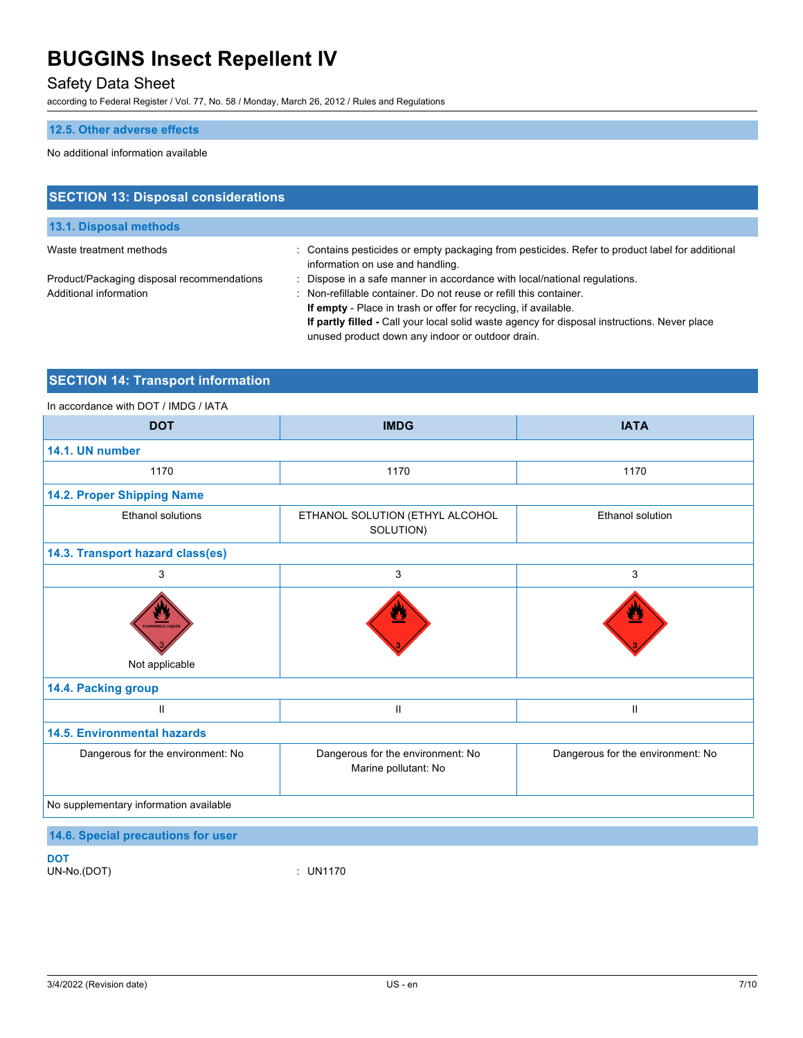### 12.5. Other adverse effects

No additional information available

## SECTION 13: Disposal considerations

### 13.1. Disposal methods

| | |
|---|---|
| Waste treatment methods | : Contains pesticides or empty packaging from pesticides. Refer to product label for additional information on use and handling. |
| Product/Packaging disposal recommendations | : Dispose in a safe manner in accordance with local/national regulations. |
| Additional information | : Non-refillable container. Do not reuse or refill this container. **If empty** - Place in trash or offer for recycling, if available. **If partly filled -** Call your local solid waste agency for disposal instructions. Never place unused product down any indoor or outdoor drain. |

## SECTION 14: Transport information

In accordance with DOT / IMDG / IATA

| DOT | IMDG | IATA |
|---|---|---|
| **14.1. UN number** | | |
| 1170 | 1170 | 1170 |
| **14.2. Proper Shipping Name** | | |
| Ethanol solutions | ETHANOL SOLUTION (ETHYL ALCOHOL SOLUTION) | Ethanol solution |
| **14.3. Transport hazard class(es)** | | |
| 3 | 3 | 3 |
| Not applicable | | |
| **14.4. Packing group** | | |
| II | II | II |
| **14.5. Environmental hazards** | | |
| Dangerous for the environment: No | Dangerous for the environment: No<br>Marine pollutant: No | Dangerous for the environment: No |
| No supplementary information available | | |

### 14.6. Special precautions for user

**DOT**

UN-No.(DOT) : UN1170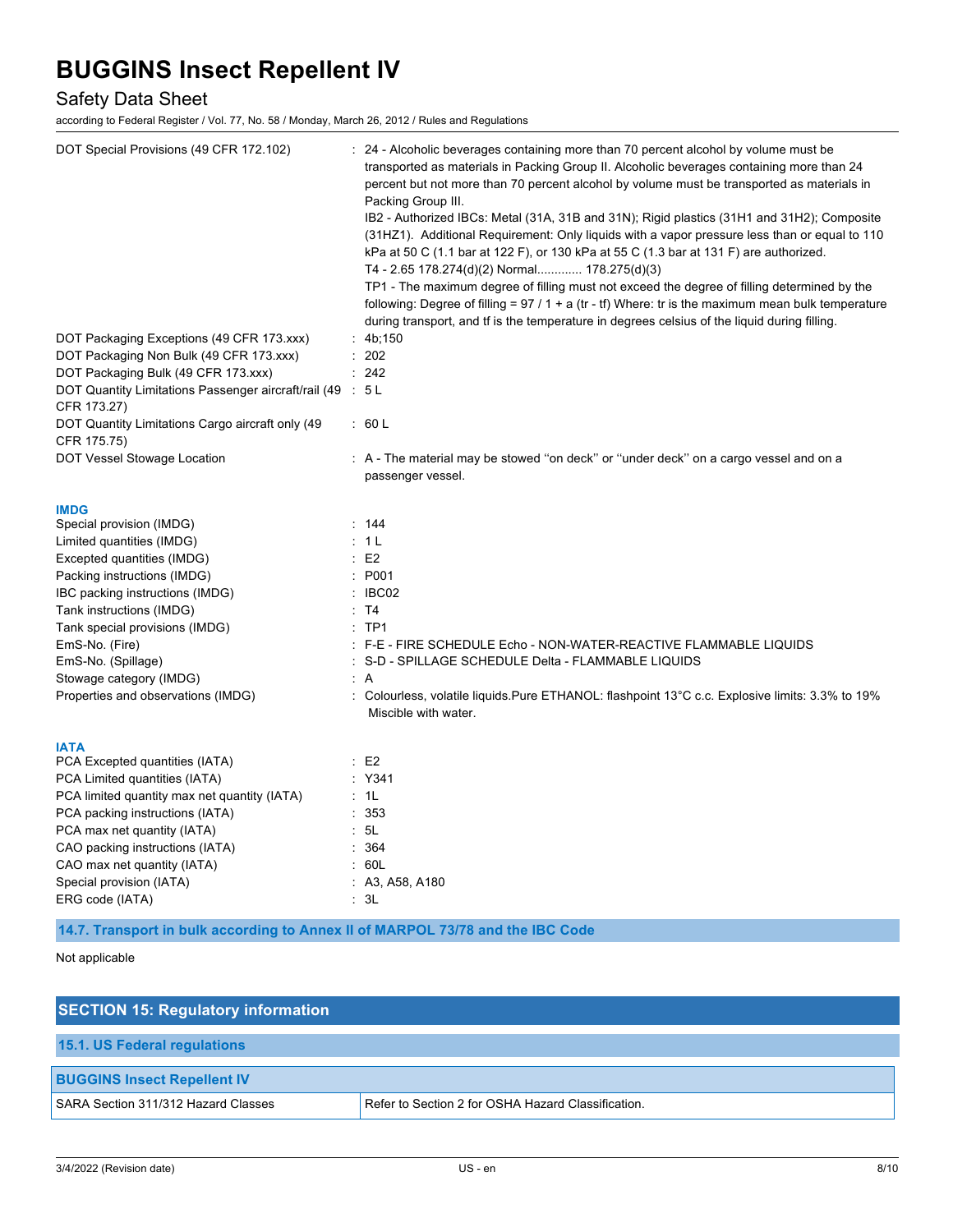| | |
|---|---|
| DOT Special Provisions (49 CFR 172.102) | : 24 - Alcoholic beverages containing more than 70 percent alcohol by volume must be transported as materials in Packing Group II. Alcoholic beverages containing more than 24 percent but not more than 70 percent alcohol by volume must be transported as materials in Packing Group III.<br>IB2 - Authorized IBCs: Metal (31A, 31B and 31N); Rigid plastics (31H1 and 31H2); Composite (31HZ1). Additional Requirement: Only liquids with a vapor pressure less than or equal to 110 kPa at 50 C (1.1 bar at 122 F), or 130 kPa at 55 C (1.3 bar at 131 F) are authorized.<br>T4 - 2.65 178.274(d)(2) Normal............. 178.275(d)(3)<br>TP1 - The maximum degree of filling must not exceed the degree of filling determined by the following: Degree of filling = 97 / 1 + a (tr - tf) Where: tr is the maximum mean bulk temperature during transport, and tf is the temperature in degrees celsius of the liquid during filling. |
| DOT Packaging Exceptions (49 CFR 173.xxx) | : 4b;150 |
| DOT Packaging Non Bulk (49 CFR 173.xxx) | : 202 |
| DOT Packaging Bulk (49 CFR 173.xxx) | : 242 |
| DOT Quantity Limitations Passenger aircraft/rail (49 CFR 173.27) | : 5 L |
| DOT Quantity Limitations Cargo aircraft only (49 CFR 175.75) | : 60 L |
| DOT Vessel Stowage Location | : A - The material may be stowed ''on deck'' or ''under deck'' on a cargo vessel and on a passenger vessel. |

**IMDG**

| | |
|---|---|
| Special provision (IMDG) | : 144 |
| Limited quantities (IMDG) | : 1 L |
| Excepted quantities (IMDG) | : E2 |
| Packing instructions (IMDG) | : P001 |
| IBC packing instructions (IMDG) | : IBC02 |
| Tank instructions (IMDG) | : T4 |
| Tank special provisions (IMDG) | : TP1 |
| EmS-No. (Fire) | : F-E - FIRE SCHEDULE Echo - NON-WATER-REACTIVE FLAMMABLE LIQUIDS |
| EmS-No. (Spillage) | : S-D - SPILLAGE SCHEDULE Delta - FLAMMABLE LIQUIDS |
| Stowage category (IMDG) | : A |
| Properties and observations (IMDG) | : Colourless, volatile liquids.Pure ETHANOL: flashpoint 13°C c.c. Explosive limits: 3.3% to 19% Miscible with water. |

**IATA**

| | |
|---|---|
| PCA Excepted quantities (IATA) | : E2 |
| PCA Limited quantities (IATA) | : Y341 |
| PCA limited quantity max net quantity (IATA) | : 1L |
| PCA packing instructions (IATA) | : 353 |
| PCA max net quantity (IATA) | : 5L |
| CAO packing instructions (IATA) | : 364 |
| CAO max net quantity (IATA) | : 60L |
| Special provision (IATA) | : A3, A58, A180 |
| ERG code (IATA) | : 3L |

### 14.7. Transport in bulk according to Annex II of MARPOL 73/78 and the IBC Code

Not applicable

## SECTION 15: Regulatory information

### 15.1. US Federal regulations

| BUGGINS Insect Repellent IV | |
|---|---|
| SARA Section 311/312 Hazard Classes | Refer to Section 2 for OSHA Hazard Classification. |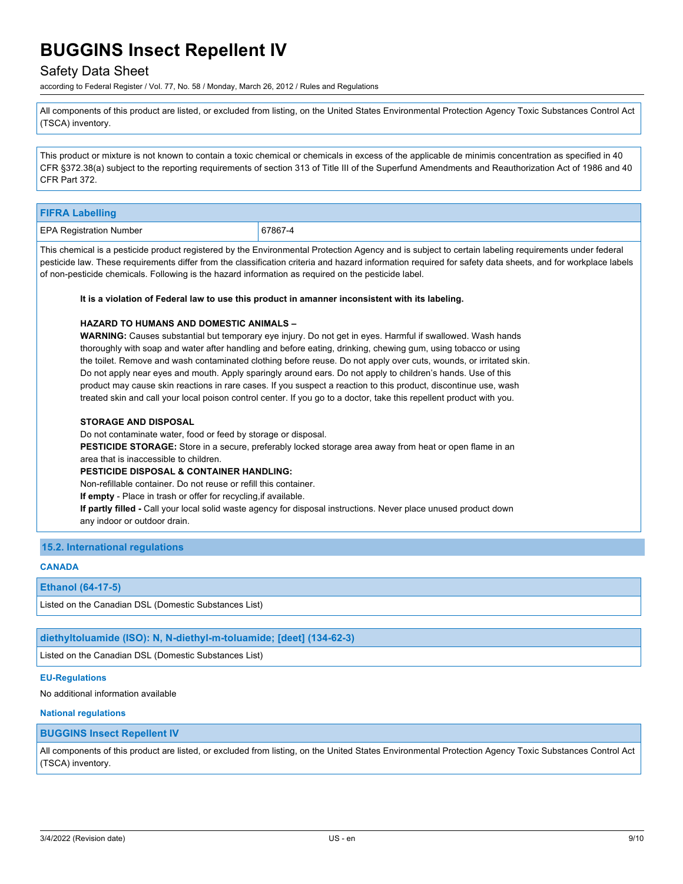All components of this product are listed, or excluded from listing, on the United States Environmental Protection Agency Toxic Substances Control Act (TSCA) inventory.

This product or mixture is not known to contain a toxic chemical or chemicals in excess of the applicable de minimis concentration as specified in 40 CFR §372.38(a) subject to the reporting requirements of section 313 of Title III of the Superfund Amendments and Reauthorization Act of 1986 and 40 CFR Part 372.

| FIFRA Labelling | |
|---|---|
| EPA Registration Number | 67867-4 |

This chemical is a pesticide product registered by the Environmental Protection Agency and is subject to certain labeling requirements under federal pesticide law. These requirements differ from the classification criteria and hazard information required for safety data sheets, and for workplace labels of non-pesticide chemicals. Following is the hazard information as required on the pesticide label.

**It is a violation of Federal law to use this product in amanner inconsistent with its labeling.**

**HAZARD TO HUMANS AND DOMESTIC ANIMALS –**

**WARNING:** Causes substantial but temporary eye injury. Do not get in eyes. Harmful if swallowed. Wash hands thoroughly with soap and water after handling and before eating, drinking, chewing gum, using tobacco or using the toilet. Remove and wash contaminated clothing before reuse. Do not apply over cuts, wounds, or irritated skin. Do not apply near eyes and mouth. Apply sparingly around ears. Do not apply to children's hands. Use of this product may cause skin reactions in rare cases. If you suspect a reaction to this product, discontinue use, wash treated skin and call your local poison control center. If you go to a doctor, take this repellent product with you.

**STORAGE AND DISPOSAL**

Do not contaminate water, food or feed by storage or disposal.

**PESTICIDE STORAGE:** Store in a secure, preferably locked storage area away from heat or open flame in an area that is inaccessible to children.

**PESTICIDE DISPOSAL & CONTAINER HANDLING:**

Non-refillable container. Do not reuse or refill this container.

**If empty** - Place in trash or offer for recycling,if available.

**If partly filled -** Call your local solid waste agency for disposal instructions. Never place unused product down any indoor or outdoor drain.

## 15.2. International regulations

### CANADA

| Ethanol (64-17-5) |
|---|
| Listed on the Canadian DSL (Domestic Substances List) |

| diethyltoluamide (ISO): N, N-diethyl-m-toluamide; [deet] (134-62-3) |
|---|
| Listed on the Canadian DSL (Domestic Substances List) |

### EU-Regulations

No additional information available

### National regulations

| BUGGINS Insect Repellent IV |
|---|
| All components of this product are listed, or excluded from listing, on the United States Environmental Protection Agency Toxic Substances Control Act (TSCA) inventory. |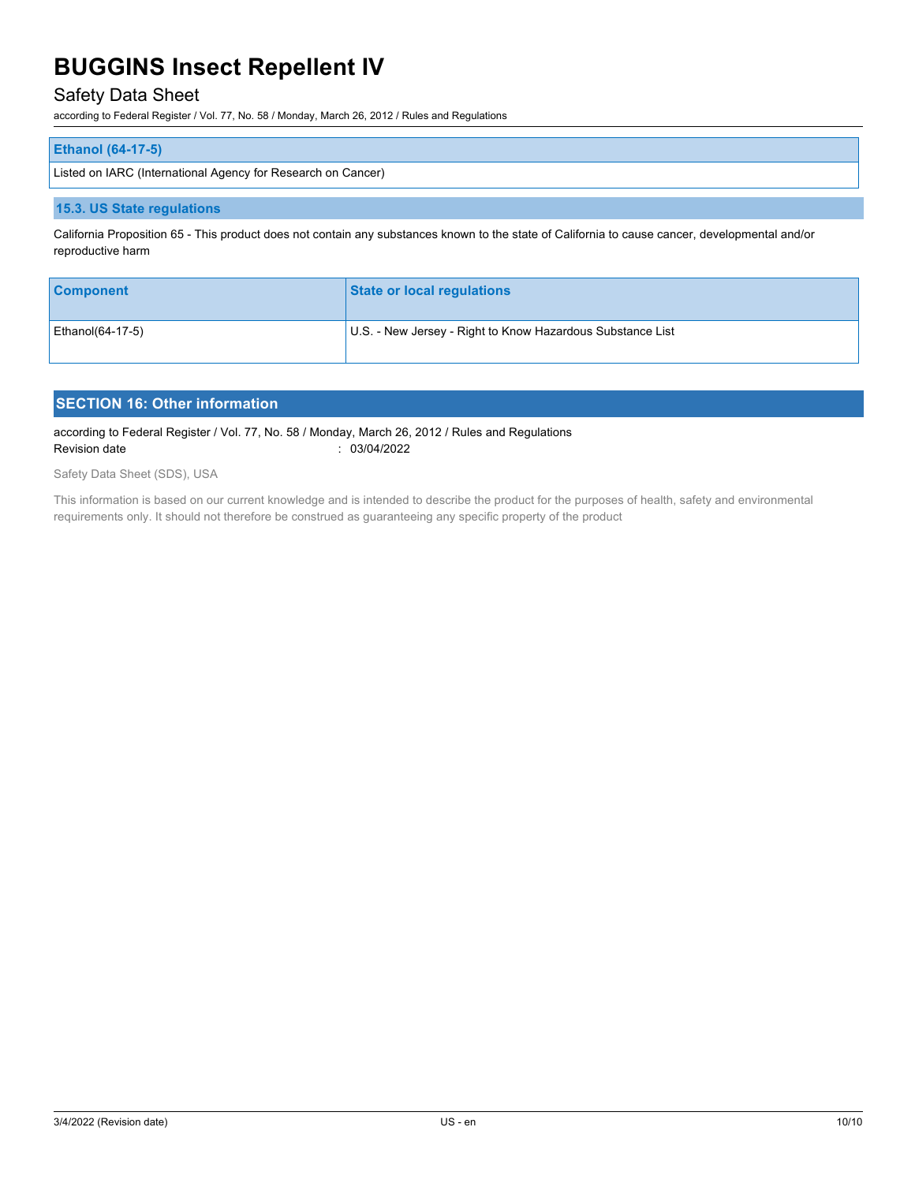| Ethanol (64-17-5) |
|---|
| Listed on IARC (International Agency for Research on Cancer) |

### 15.3. US State regulations

California Proposition 65 - This product does not contain any substances known to the state of California to cause cancer, developmental and/or reproductive harm

| Component | State or local regulations |
|---|---|
| Ethanol(64-17-5) | U.S. - New Jersey - Right to Know Hazardous Substance List |

## SECTION 16: Other information

according to Federal Register / Vol. 77, No. 58 / Monday, March 26, 2012 / Rules and Regulations

Revision date : 03/04/2022

Safety Data Sheet (SDS), USA

This information is based on our current knowledge and is intended to describe the product for the purposes of health, safety and environmental requirements only. It should not therefore be construed as guaranteeing any specific property of the product